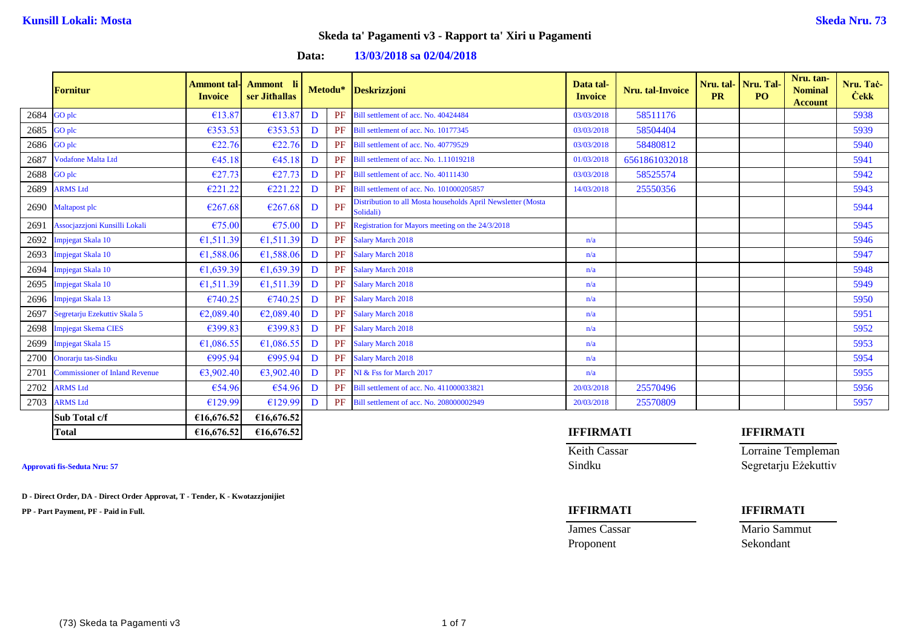**Kunsill Lokali: Mosta** **Skeda Nru. 73**

## Skeda ta' Pagamenti v3 - Rapport ta' Xiri u Pagamenti

**Data: 13/03/2018 sa 02/04/2018**

| | Fornitur | Ammont tal-Invoice | Ammont li ser Jithallas | Metodu* | | Deskrizzjoni | Data tal-Invoice | Nru. tal-Invoice | Nru. tal-PR | Nru. Tal-PO | Nru. tan-Nominal Account | Nru. Taċ-Ċekk |
|---|---|---|---|---|---|---|---|---|---|---|---|---|
| 2684 | GO plc | €13.87 | €13.87 | D | PF | Bill settlement of acc. No. 40424484 | 03/03/2018 | 58511176 | | | | 5938 |
| 2685 | GO plc | €353.53 | €353.53 | D | PF | Bill settlement of acc. No. 10177345 | 03/03/2018 | 58504404 | | | | 5939 |
| 2686 | GO plc | €22.76 | €22.76 | D | PF | Bill settlement of acc. No. 40779529 | 03/03/2018 | 58480812 | | | | 5940 |
| 2687 | Vodafone Malta Ltd | €45.18 | €45.18 | D | PF | Bill settlement of acc. No. 1.11019218 | 01/03/2018 | 6561861032018 | | | | 5941 |
| 2688 | GO plc | €27.73 | €27.73 | D | PF | Bill settlement of acc. No. 40111430 | 03/03/2018 | 58525574 | | | | 5942 |
| 2689 | ARMS Ltd | €221.22 | €221.22 | D | PF | Bill settlement of acc. No. 101000205857 | 14/03/2018 | 25550356 | | | | 5943 |
| 2690 | Maltapost plc | €267.68 | €267.68 | D | PF | Distribution to all Mosta households April Newsletter (Mosta Solidali) | | | | | | 5944 |
| 2691 | Assocjazzjoni Kunsilli Lokali | €75.00 | €75.00 | D | PF | Registration for Mayors meeting on the 24/3/2018 | | | | | | 5945 |
| 2692 | Impjegat Skala 10 | €1,511.39 | €1,511.39 | D | PF | Salary March 2018 | n/a | | | | | 5946 |
| 2693 | Impjegat Skala 10 | €1,588.06 | €1,588.06 | D | PF | Salary March 2018 | n/a | | | | | 5947 |
| 2694 | Impjegat Skala 10 | €1,639.39 | €1,639.39 | D | PF | Salary March 2018 | n/a | | | | | 5948 |
| 2695 | Impjegat Skala 10 | €1,511.39 | €1,511.39 | D | PF | Salary March 2018 | n/a | | | | | 5949 |
| 2696 | Impjegat Skala 13 | €740.25 | €740.25 | D | PF | Salary March 2018 | n/a | | | | | 5950 |
| 2697 | Segretarju Ezekuttiv Skala 5 | €2,089.40 | €2,089.40 | D | PF | Salary March 2018 | n/a | | | | | 5951 |
| 2698 | Impjegat Skema CIES | €399.83 | €399.83 | D | PF | Salary March 2018 | n/a | | | | | 5952 |
| 2699 | Impjegat Skala 15 | €1,086.55 | €1,086.55 | D | PF | Salary March 2018 | n/a | | | | | 5953 |
| 2700 | Onorarju tas-Sindku | €995.94 | €995.94 | D | PF | Salary March 2018 | n/a | | | | | 5954 |
| 2701 | Commissioner of Inland Revenue | €3,902.40 | €3,902.40 | D | PF | NI & Fss for March 2017 | n/a | | | | | 5955 |
| 2702 | ARMS Ltd | €54.96 | €54.96 | D | PF | Bill settlement of acc. No. 411000033821 | 20/03/2018 | 25570496 | | | | 5956 |
| 2703 | ARMS Ltd | €129.99 | €129.99 | D | PF | Bill settlement of acc. No. 208000002949 | 20/03/2018 | 25570809 | | | | 5957 |
| | **Sub Total c/f** | **€16,676.52** | **€16,676.52** | | | | | | | | | |
| | **Total** | **€16,676.52** | **€16,676.52** | | | | | | | | | |

**Approvati fis-Seduta Nru: 57**

**D - Direct Order, DA - Direct Order Approvat, T - Tender, K - Kwotazzjonijiet**

**PP - Part Payment, PF - Paid in Full.**

**IFFIRMATI**

Keith Cassar
Sindku

**IFFIRMATI**

Lorraine Templeman
Segretarju Eżekuttiv

**IFFIRMATI**

James Cassar
Proponent

**IFFIRMATI**

Mario Sammut
Sekondant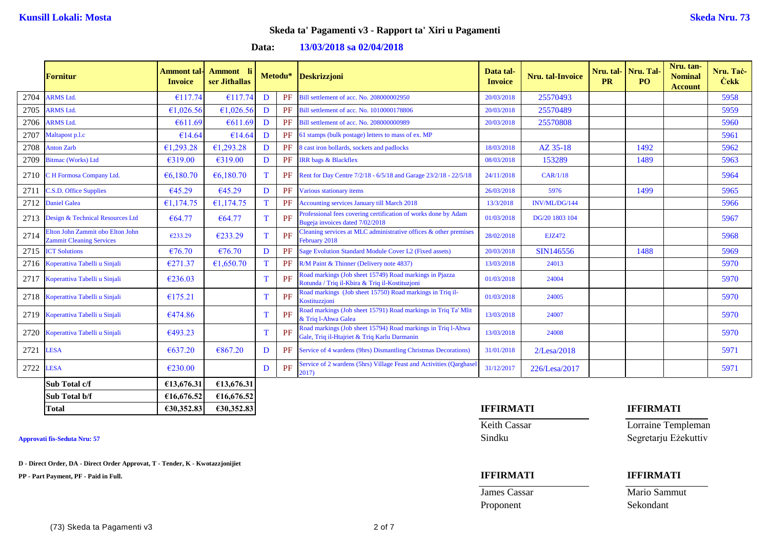**Kunsill Lokali: Mosta** **Skeda Nru. 73**

## Skeda ta' Pagamenti v3 - Rapport ta' Xiri u Pagamenti

**Data: 13/03/2018 sa 02/04/2018**

| | Fornitur | Ammont tal-Invoice | Ammont li ser Jithallas | Metodu* | | Deskrizzjoni | Data tal-Invoice | Nru. tal-Invoice | Nru. tal-PR | Nru. Tal-PO | Nru. tan-Nominal Account | Nru. Taċ-Ċekk |
|---|---|---|---|---|---|---|---|---|---|---|---|---|
| 2704 | ARMS Ltd. | €117.74 | €117.74 | D | PF | Bill settlement of acc. No. 208000002950 | 20/03/2018 | 25570493 | | | | 5958 |
| 2705 | ARMS Ltd. | €1,026.56 | €1,026.56 | D | PF | Bill settlement of acc. No. 1010000178806 | 20/03/2018 | 25570489 | | | | 5959 |
| 2706 | ARMS Ltd. | €611.69 | €611.69 | D | PF | Bill settlement of acc. No. 208000000989 | 20/03/2018 | 25570808 | | | | 5960 |
| 2707 | Maltapost p.l.c | €14.64 | €14.64 | D | PF | 61 stamps (bulk postage) letters to mass of ex. MP | | | | | | 5961 |
| 2708 | Anton Zarb | €1,293.28 | €1,293.28 | D | PF | 8 cast iron bollards, sockets and padlocks | 18/03/2018 | AZ 35-18 | | 1492 | | 5962 |
| 2709 | Bitmac (Works) Ltd | €319.00 | €319.00 | D | PF | IRR bags & Blackflex | 08/03/2018 | 153289 | | 1489 | | 5963 |
| 2710 | C H Formosa Company Ltd. | €6,180.70 | €6,180.70 | T | PF | Rent for Day Centre 7/2/18 - 6/5/18 and Garage 23/2/18 - 22/5/18 | 24/11/2018 | CAR/1/18 | | | | 5964 |
| 2711 | C.S.D. Office Supplies | €45.29 | €45.29 | D | PF | Various stationary items | 26/03/2018 | 5976 | | 1499 | | 5965 |
| 2712 | Daniel Galea | €1,174.75 | €1,174.75 | T | PF | Accounting services January till March 2018 | 13/3/2018 | INV/ML/DG/144 | | | | 5966 |
| 2713 | Design & Technical Resources Ltd | €64.77 | €64.77 | T | PF | Professional fees covering certification of works done by Adam Bugeja invoices dated 7/02/2018 | 01/03/2018 | DG/20 1803 104 | | | | 5967 |
| 2714 | Elton John Zammit obo Elton John Zammit Cleaning Services | €233.29 | €233.29 | T | PF | Cleaning services at MLC administrative offices & other premises February 2018 | 28/02/2018 | EJZ472 | | | | 5968 |
| 2715 | ICT Solutions | €76.70 | €76.70 | D | PF | Sage Evolution Standard Module Cover L2 (Fixed assets) | 20/03/2018 | SIN146556 | | 1488 | | 5969 |
| 2716 | Koperattiva Tabelli u Sinjali | €271.37 | €1,650.70 | T | PF | R/M Paint & Thinner (Delivery note 4837) | 13/03/2018 | 24013 | | | | 5970 |
| 2717 | Koperattiva Tabelli u Sinjali | €236.03 | | T | PF | Road markings (Job sheet 15749) Road markings in Pjazza Rotunda / Triq il-Kbira & Triq il-Kostituzjoni | 01/03/2018 | 24004 | | | | 5970 |
| 2718 | Koperattiva Tabelli u Sinjali | €175.21 | | T | PF | Road markings (Job sheet 15750) Road markings in Triq il-Kostituzzjoni | 01/03/2018 | 24005 | | | | 5970 |
| 2719 | Koperattiva Tabelli u Sinjali | €474.86 | | T | PF | Road markings (Job sheet 15791) Road markings in Triq Ta' Mlit & Triq l-Ahwa Galea | 13/03/2018 | 24007 | | | | 5970 |
| 2720 | Koperattiva Tabelli u Sinjali | €493.23 | | T | PF | Road markings (Job sheet 15794) Road markings in Triq l-Ahwa Gale, Triq il-Htajriet & Triq Karlu Darmanin | 13/03/2018 | 24008 | | | | 5970 |
| 2721 | LESA | €637.20 | €867.20 | D | PF | Service of 4 wardens (9hrs) Dismantling Christmas Decorations) | 31/01/2018 | 2/Lesa/2018 | | | | 5971 |
| 2722 | LESA | €230.00 | | D | PF | Service of 2 wardens (5hrs) Village Feast and Activities (Qarghasel 2017) | 31/12/2017 | 226/Lesa/2017 | | | | 5971 |
| | **Sub Total c/f** | **€13,676.31** | **€13,676.31** | | | | | | | | | |
| | **Sub Total b/f** | **€16,676.52** | **€16,676.52** | | | | | | | | | |
| | **Total** | **€30,352.83** | **€30,352.83** | | | | | | | | | |

**Approvati fis-Seduta Nru: 57**

**D - Direct Order, DA - Direct Order Approvat, T - Tender, K - Kwotazzjonijiet**

**PP - Part Payment, PF - Paid in Full.**

| **IFFIRMATI** | **IFFIRMATI** |
|---|---|
| Keith Cassar | Lorraine Templeman |
| Sindku | Segretarju Eżekuttiv |

| **IFFIRMATI** | **IFFIRMATI** |
|---|---|
| James Cassar | Mario Sammut |
| Proponent | Sekondant |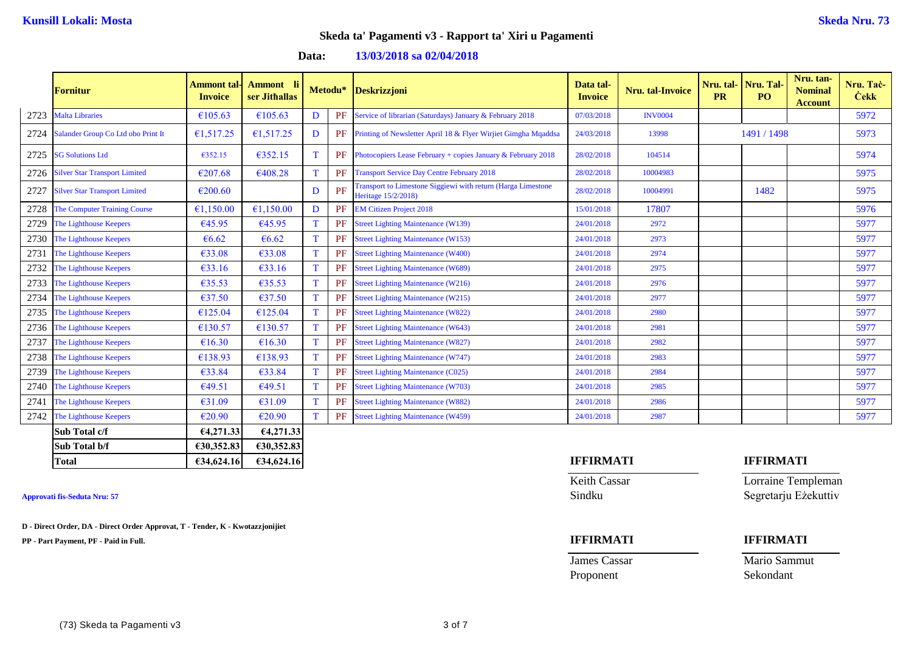**Kunsill Lokali: Mosta** **Skeda Nru. 73**

## Skeda ta' Pagamenti v3 - Rapport ta' Xiri u Pagamenti

**Data: 13/03/2018 sa 02/04/2018**

| | Fornitur | Ammont tal-Invoice | Ammont li ser Jithallas | Metodu* | | Deskrizzjoni | Data tal-Invoice | Nru. tal-Invoice | Nru. tal-PR | Nru. Tal-PO | Nru. tan-Nominal Account | Nru. Taċ-Ċekk |
|---|---|---|---|---|---|---|---|---|---|---|---|---|
| 2723 | Malta Libraries | €105.63 | €105.63 | D | PF | Service of librarian (Saturdays) January & February 2018 | 07/03/2018 | INV0004 | | | | 5972 |
| 2724 | Salander Group Co Ltd obo Print It | €1,517.25 | €1,517.25 | D | PF | Printing of Newsletter April 18 & Flyer Wirjiet Gimgha Mqaddsa | 24/03/2018 | 13998 | | 1491 / 1498 | | 5973 |
| 2725 | SG Solutions Ltd | €352.15 | €352.15 | T | PF | Photocopiers Lease February + copies January & February 2018 | 28/02/2018 | 104514 | | | | 5974 |
| 2726 | Silver Star Transport Limited | €207.68 | €408.28 | T | PF | Transport Service Day Centre February 2018 | 28/02/2018 | 10004983 | | | | 5975 |
| 2727 | Silver Star Transport Limited | €200.60 | | D | PF | Transport to Limestone Siggiewi with return (Harga Limestone Heritage 15/2/2018) | 28/02/2018 | 10004991 | | 1482 | | 5975 |
| 2728 | The Computer Training Course | €1,150.00 | €1,150.00 | D | PF | EM Citizen Project 2018 | 15/01/2018 | 17807 | | | | 5976 |
| 2729 | The Lighthouse Keepers | €45.95 | €45.95 | T | PF | Street Lighting Maintenance (W139) | 24/01/2018 | 2972 | | | | 5977 |
| 2730 | The Lighthouse Keepers | €6.62 | €6.62 | T | PF | Street Lighting Maintenance (W153) | 24/01/2018 | 2973 | | | | 5977 |
| 2731 | The Lighthouse Keepers | €33.08 | €33.08 | T | PF | Street Lighting Maintenance (W400) | 24/01/2018 | 2974 | | | | 5977 |
| 2732 | The Lighthouse Keepers | €33.16 | €33.16 | T | PF | Street Lighting Maintenance (W689) | 24/01/2018 | 2975 | | | | 5977 |
| 2733 | The Lighthouse Keepers | €35.53 | €35.53 | T | PF | Street Lighting Maintenance (W216) | 24/01/2018 | 2976 | | | | 5977 |
| 2734 | The Lighthouse Keepers | €37.50 | €37.50 | T | PF | Street Lighting Maintenance (W215) | 24/01/2018 | 2977 | | | | 5977 |
| 2735 | The Lighthouse Keepers | €125.04 | €125.04 | T | PF | Street Lighting Maintenance (W822) | 24/01/2018 | 2980 | | | | 5977 |
| 2736 | The Lighthouse Keepers | €130.57 | €130.57 | T | PF | Street Lighting Maintenance (W643) | 24/01/2018 | 2981 | | | | 5977 |
| 2737 | The Lighthouse Keepers | €16.30 | €16.30 | T | PF | Street Lighting Maintenance (W827) | 24/01/2018 | 2982 | | | | 5977 |
| 2738 | The Lighthouse Keepers | €138.93 | €138.93 | T | PF | Street Lighting Maintenance (W747) | 24/01/2018 | 2983 | | | | 5977 |
| 2739 | The Lighthouse Keepers | €33.84 | €33.84 | T | PF | Street Lighting Maintenance (C025) | 24/01/2018 | 2984 | | | | 5977 |
| 2740 | The Lighthouse Keepers | €49.51 | €49.51 | T | PF | Street Lighting Maintenance (W703) | 24/01/2018 | 2985 | | | | 5977 |
| 2741 | The Lighthouse Keepers | €31.09 | €31.09 | T | PF | Street Lighting Maintenance (W882) | 24/01/2018 | 2986 | | | | 5977 |
| 2742 | The Lighthouse Keepers | €20.90 | €20.90 | T | PF | Street Lighting Maintenance (W459) | 24/01/2018 | 2987 | | | | 5977 |
| | **Sub Total c/f** | **€4,271.33** | **€4,271.33** | | | | | | | | | |
| | **Sub Total b/f** | **€30,352.83** | **€30,352.83** | | | | | | | | | |
| | **Total** | **€34,624.16** | **€34,624.16** | | | | | | | | | |

**Approvati fis-Seduta Nru: 57**

**D - Direct Order, DA - Direct Order Approvat, T - Tender, K - Kwotazzjonijiet**

**PP - Part Payment, PF - Paid in Full.**

| **IFFIRMATI** | **IFFIRMATI** |
|---|---|
| Keith Cassar | Lorraine Templeman |
| Sindku | Segretarju Eżekuttiv |

| **IFFIRMATI** | **IFFIRMATI** |
|---|---|
| James Cassar | Mario Sammut |
| Proponent | Sekondant |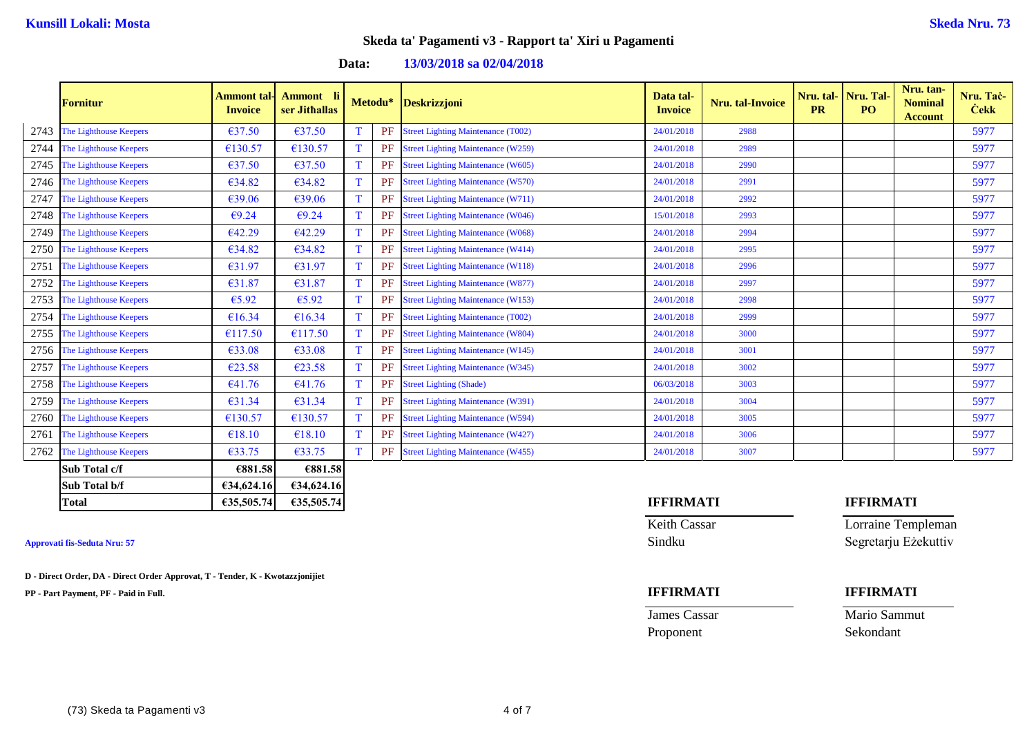**Kunsill Lokali: Mosta** **Skeda Nru. 73**

## Skeda ta' Pagamenti v3 - Rapport ta' Xiri u Pagamenti

**Data: 13/03/2018 sa 02/04/2018**

| | Fornitur | Ammont tal-Invoice | Ammont li ser Jithallas | Metodu* | | Deskrizzjoni | Data tal-Invoice | Nru. tal-Invoice | Nru. tal-PR | Nru. Tal-PO | Nru. tan-Nominal Account | Nru. Taċ-Ċekk |
|---|---|---|---|---|---|---|---|---|---|---|---|---|
| 2743 | The Lighthouse Keepers | €37.50 | €37.50 | T | PF | Street Lighting Maintenance (T002) | 24/01/2018 | 2988 | | | | 5977 |
| 2744 | The Lighthouse Keepers | €130.57 | €130.57 | T | PF | Street Lighting Maintenance (W259) | 24/01/2018 | 2989 | | | | 5977 |
| 2745 | The Lighthouse Keepers | €37.50 | €37.50 | T | PF | Street Lighting Maintenance (W605) | 24/01/2018 | 2990 | | | | 5977 |
| 2746 | The Lighthouse Keepers | €34.82 | €34.82 | T | PF | Street Lighting Maintenance (W570) | 24/01/2018 | 2991 | | | | 5977 |
| 2747 | The Lighthouse Keepers | €39.06 | €39.06 | T | PF | Street Lighting Maintenance (W711) | 24/01/2018 | 2992 | | | | 5977 |
| 2748 | The Lighthouse Keepers | €9.24 | €9.24 | T | PF | Street Lighting Maintenance (W046) | 15/01/2018 | 2993 | | | | 5977 |
| 2749 | The Lighthouse Keepers | €42.29 | €42.29 | T | PF | Street Lighting Maintenance (W068) | 24/01/2018 | 2994 | | | | 5977 |
| 2750 | The Lighthouse Keepers | €34.82 | €34.82 | T | PF | Street Lighting Maintenance (W414) | 24/01/2018 | 2995 | | | | 5977 |
| 2751 | The Lighthouse Keepers | €31.97 | €31.97 | T | PF | Street Lighting Maintenance (W118) | 24/01/2018 | 2996 | | | | 5977 |
| 2752 | The Lighthouse Keepers | €31.87 | €31.87 | T | PF | Street Lighting Maintenance (W877) | 24/01/2018 | 2997 | | | | 5977 |
| 2753 | The Lighthouse Keepers | €5.92 | €5.92 | T | PF | Street Lighting Maintenance (W153) | 24/01/2018 | 2998 | | | | 5977 |
| 2754 | The Lighthouse Keepers | €16.34 | €16.34 | T | PF | Street Lighting Maintenance (T002) | 24/01/2018 | 2999 | | | | 5977 |
| 2755 | The Lighthouse Keepers | €117.50 | €117.50 | T | PF | Street Lighting Maintenance (W804) | 24/01/2018 | 3000 | | | | 5977 |
| 2756 | The Lighthouse Keepers | €33.08 | €33.08 | T | PF | Street Lighting Maintenance (W145) | 24/01/2018 | 3001 | | | | 5977 |
| 2757 | The Lighthouse Keepers | €23.58 | €23.58 | T | PF | Street Lighting Maintenance (W345) | 24/01/2018 | 3002 | | | | 5977 |
| 2758 | The Lighthouse Keepers | €41.76 | €41.76 | T | PF | Street Lighting (Shade) | 06/03/2018 | 3003 | | | | 5977 |
| 2759 | The Lighthouse Keepers | €31.34 | €31.34 | T | PF | Street Lighting Maintenance (W391) | 24/01/2018 | 3004 | | | | 5977 |
| 2760 | The Lighthouse Keepers | €130.57 | €130.57 | T | PF | Street Lighting Maintenance (W594) | 24/01/2018 | 3005 | | | | 5977 |
| 2761 | The Lighthouse Keepers | €18.10 | €18.10 | T | PF | Street Lighting Maintenance (W427) | 24/01/2018 | 3006 | | | | 5977 |
| 2762 | The Lighthouse Keepers | €33.75 | €33.75 | T | PF | Street Lighting Maintenance (W455) | 24/01/2018 | 3007 | | | | 5977 |
| | **Sub Total c/f** | **€881.58** | **€881.58** | | | | | | | | | |
| | **Sub Total b/f** | **€34,624.16** | **€34,624.16** | | | | | | | | | |
| | **Total** | **€35,505.74** | **€35,505.74** | | | | | | | | | |

**Approvati fis-Seduta Nru: 57**

**D - Direct Order, DA - Direct Order Approvat, T - Tender, K - Kwotazzjonijiet**

**PP - Part Payment, PF - Paid in Full.**

**IFFIRMATI**
Keith Cassar
Sindku

**IFFIRMATI**
Lorraine Templeman
Segretarju Eżekuttiv

**IFFIRMATI**
James Cassar
Proponent

**IFFIRMATI**
Mario Sammut
Sekondant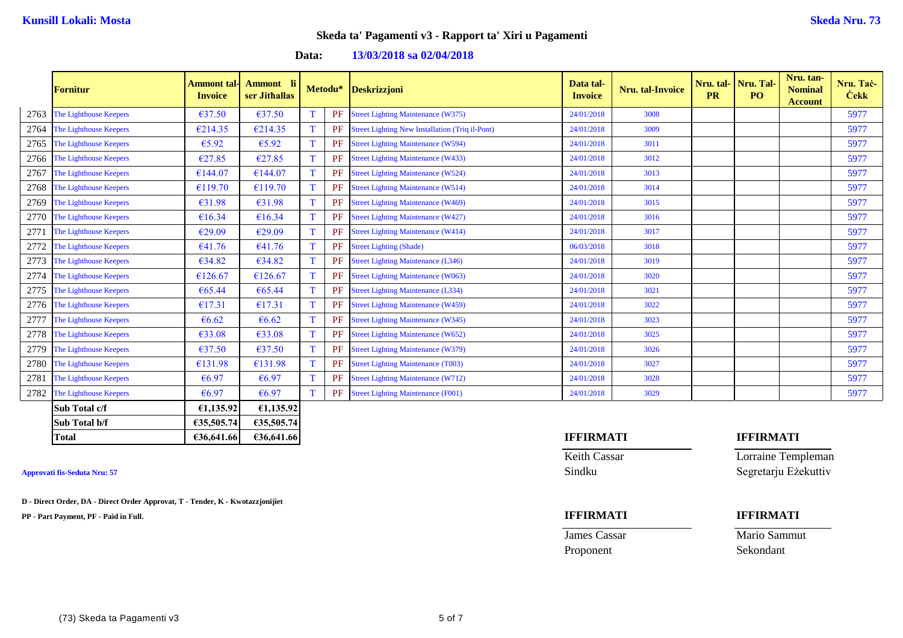**Kunsill Lokali: Mosta** **Skeda Nru. 73**

## Skeda ta' Pagamenti v3 - Rapport ta' Xiri u Pagamenti

**Data: 13/03/2018 sa 02/04/2018**

| | Fornitur | Ammont tal-Invoice | Ammont li ser Jithallas | Metodu* | | Deskrizzjoni | Data tal-Invoice | Nru. tal-Invoice | Nru. tal-PR | Nru. Tal-PO | Nru. tan-Nominal Account | Nru. Taċ-Ċekk |
|---|---|---|---|---|---|---|---|---|---|---|---|---|
| 2763 | The Lighthouse Keepers | €37.50 | €37.50 | T | PF | Street Lighting Maintenance (W375) | 24/01/2018 | 3008 | | | | 5977 |
| 2764 | The Lighthouse Keepers | €214.35 | €214.35 | T | PF | Street Lighting New Installation (Triq il-Pont) | 24/01/2018 | 3009 | | | | 5977 |
| 2765 | The Lighthouse Keepers | €5.92 | €5.92 | T | PF | Street Lighting Maintenance (W594) | 24/01/2018 | 3011 | | | | 5977 |
| 2766 | The Lighthouse Keepers | €27.85 | €27.85 | T | PF | Street Lighting Maintenance (W433) | 24/01/2018 | 3012 | | | | 5977 |
| 2767 | The Lighthouse Keepers | €144.07 | €144.07 | T | PF | Street Lighting Maintenance (W524) | 24/01/2018 | 3013 | | | | 5977 |
| 2768 | The Lighthouse Keepers | €119.70 | €119.70 | T | PF | Street Lighting Maintenance (W514) | 24/01/2018 | 3014 | | | | 5977 |
| 2769 | The Lighthouse Keepers | €31.98 | €31.98 | T | PF | Street Lighting Maintenance (W469) | 24/01/2018 | 3015 | | | | 5977 |
| 2770 | The Lighthouse Keepers | €16.34 | €16.34 | T | PF | Street Lighting Maintenance (W427) | 24/01/2018 | 3016 | | | | 5977 |
| 2771 | The Lighthouse Keepers | €29.09 | €29.09 | T | PF | Street Lighting Maintenance (W414) | 24/01/2018 | 3017 | | | | 5977 |
| 2772 | The Lighthouse Keepers | €41.76 | €41.76 | T | PF | Street Lighting (Shade) | 06/03/2018 | 3018 | | | | 5977 |
| 2773 | The Lighthouse Keepers | €34.82 | €34.82 | T | PF | Street Lighting Maintenance (L346) | 24/01/2018 | 3019 | | | | 5977 |
| 2774 | The Lighthouse Keepers | €126.67 | €126.67 | T | PF | Street Lighting Maintenance (W063) | 24/01/2018 | 3020 | | | | 5977 |
| 2775 | The Lighthouse Keepers | €65.44 | €65.44 | T | PF | Street Lighting Maintenance (L334) | 24/01/2018 | 3021 | | | | 5977 |
| 2776 | The Lighthouse Keepers | €17.31 | €17.31 | T | PF | Street Lighting Maintenance (W459) | 24/01/2018 | 3022 | | | | 5977 |
| 2777 | The Lighthouse Keepers | €6.62 | €6.62 | T | PF | Street Lighting Maintenance (W345) | 24/01/2018 | 3023 | | | | 5977 |
| 2778 | The Lighthouse Keepers | €33.08 | €33.08 | T | PF | Street Lighting Maintenance (W652) | 24/01/2018 | 3025 | | | | 5977 |
| 2779 | The Lighthouse Keepers | €37.50 | €37.50 | T | PF | Street Lighting Maintenance (W379) | 24/01/2018 | 3026 | | | | 5977 |
| 2780 | The Lighthouse Keepers | €131.98 | €131.98 | T | PF | Street Lighting Maintenance (T003) | 24/01/2018 | 3027 | | | | 5977 |
| 2781 | The Lighthouse Keepers | €6.97 | €6.97 | T | PF | Street Lighting Maintenance (W712) | 24/01/2018 | 3028 | | | | 5977 |
| 2782 | The Lighthouse Keepers | €6.97 | €6.97 | T | PF | Street Lighting Maintenance (F001) | 24/01/2018 | 3029 | | | | 5977 |
| | **Sub Total c/f** | **€1,135.92** | **€1,135.92** | | | | | | | | | |
| | **Sub Total b/f** | **€35,505.74** | **€35,505.74** | | | | | | | | | |
| | **Total** | **€36,641.66** | **€36,641.66** | | | | | | | | | |

**Approvati fis-Seduta Nru: 57**

**D - Direct Order, DA - Direct Order Approvat, T - Tender, K - Kwotazzjonijiet**

**PP - Part Payment, PF - Paid in Full.**

| **IFFIRMATI** | **IFFIRMATI** |
|---|---|
| Keith Cassar | Lorraine Templeman |
| Sindku | Segretarju Eżekuttiv |

| **IFFIRMATI** | **IFFIRMATI** |
|---|---|
| James Cassar | Mario Sammut |
| Proponent | Sekondant |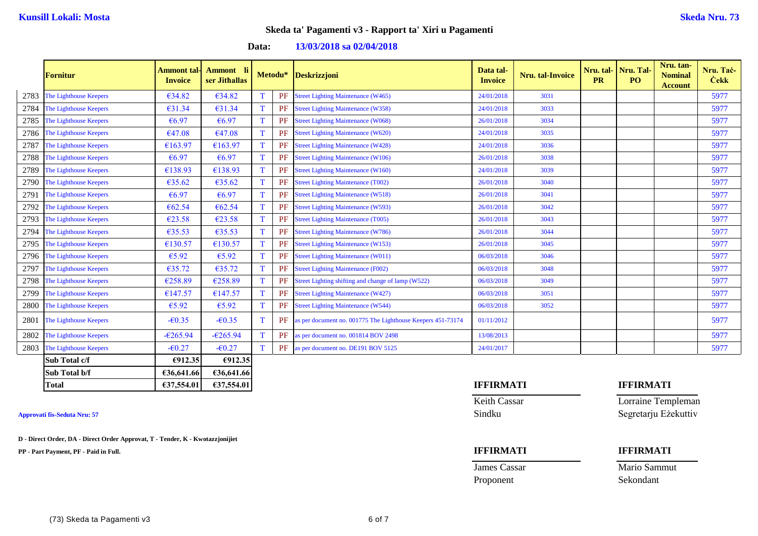**Kunsill Lokali: Mosta** **Skeda Nru. 73**

## Skeda ta' Pagamenti v3 - Rapport ta' Xiri u Pagamenti

**Data: 13/03/2018 sa 02/04/2018**

| | Fornitur | Ammont tal-Invoice | Ammont li ser Jithallas | Metodu* | | Deskrizzjoni | Data tal-Invoice | Nru. tal-Invoice | Nru. tal-PR | Nru. Tal-PO | Nru. tan-Nominal Account | Nru. Taċ-Ċekk |
|---|---|---|---|---|---|---|---|---|---|---|---|---|
| 2783 | The Lighthouse Keepers | €34.82 | €34.82 | T | PF | Street Lighting Maintenance (W465) | 24/01/2018 | 3031 | | | | 5977 |
| 2784 | The Lighthouse Keepers | €31.34 | €31.34 | T | PF | Street Lighting Maintenance (W358) | 24/01/2018 | 3033 | | | | 5977 |
| 2785 | The Lighthouse Keepers | €6.97 | €6.97 | T | PF | Street Lighting Maintenance (W068) | 26/01/2018 | 3034 | | | | 5977 |
| 2786 | The Lighthouse Keepers | €47.08 | €47.08 | T | PF | Street Lighting Maintenance (W620) | 24/01/2018 | 3035 | | | | 5977 |
| 2787 | The Lighthouse Keepers | €163.97 | €163.97 | T | PF | Street Lighting Maintenance (W428) | 24/01/2018 | 3036 | | | | 5977 |
| 2788 | The Lighthouse Keepers | €6.97 | €6.97 | T | PF | Street Lighting Maintenance (W106) | 26/01/2018 | 3038 | | | | 5977 |
| 2789 | The Lighthouse Keepers | €138.93 | €138.93 | T | PF | Street Lighting Maintenance (W160) | 24/01/2018 | 3039 | | | | 5977 |
| 2790 | The Lighthouse Keepers | €35.62 | €35.62 | T | PF | Street Lighting Maintenance (T002) | 26/01/2018 | 3040 | | | | 5977 |
| 2791 | The Lighthouse Keepers | €6.97 | €6.97 | T | PF | Street Lighting Maintenance (W518) | 26/01/2018 | 3041 | | | | 5977 |
| 2792 | The Lighthouse Keepers | €62.54 | €62.54 | T | PF | Street Lighting Maintenance (W593) | 26/01/2018 | 3042 | | | | 5977 |
| 2793 | The Lighthouse Keepers | €23.58 | €23.58 | T | PF | Street Lighting Maintenance (T005) | 26/01/2018 | 3043 | | | | 5977 |
| 2794 | The Lighthouse Keepers | €35.53 | €35.53 | T | PF | Street Lighting Maintenance (W786) | 26/01/2018 | 3044 | | | | 5977 |
| 2795 | The Lighthouse Keepers | €130.57 | €130.57 | T | PF | Street Lighting Maintenance (W153) | 26/01/2018 | 3045 | | | | 5977 |
| 2796 | The Lighthouse Keepers | €5.92 | €5.92 | T | PF | Street Lighting Maintenance (W011) | 06/03/2018 | 3046 | | | | 5977 |
| 2797 | The Lighthouse Keepers | €35.72 | €35.72 | T | PF | Street Lighting Maintenance (F002) | 06/03/2018 | 3048 | | | | 5977 |
| 2798 | The Lighthouse Keepers | €258.89 | €258.89 | T | PF | Street Lighting shifting and change of lamp (W522) | 06/03/2018 | 3049 | | | | 5977 |
| 2799 | The Lighthouse Keepers | €147.57 | €147.57 | T | PF | Street Lighting Maintenance (W427) | 06/03/2018 | 3051 | | | | 5977 |
| 2800 | The Lighthouse Keepers | €5.92 | €5.92 | T | PF | Street Lighting Maintenance (W544) | 06/03/2018 | 3052 | | | | 5977 |
| 2801 | The Lighthouse Keepers | -€0.35 | -€0.35 | T | PF | as per document no. 001775 The Lighthouse Keepers 451-73174 | 01/11/2012 | | | | | 5977 |
| 2802 | The Lighthouse Keepers | -€265.94 | -€265.94 | T | PF | as per document no. 001814 BOV 2498 | 13/08/2013 | | | | | 5977 |
| 2803 | The Lighthouse Keepers | -€0.27 | -€0.27 | T | PF | as per document no. DE191 BOV 5125 | 24/01/2017 | | | | | 5977 |
| | **Sub Total c/f** | **€912.35** | **€912.35** | | | | | | | | | |
| | **Sub Total b/f** | **€36,641.66** | **€36,641.66** | | | | | | | | | |
| | **Total** | **€37,554.01** | **€37,554.01** | | | | | | | | | |

**Approvati fis-Seduta Nru: 57**

**D - Direct Order, DA - Direct Order Approvat, T - Tender, K - Kwotazzjonijiet**

**PP - Part Payment, PF - Paid in Full.**

**IFFIRMATI**

Keith Cassar
Sindku

**IFFIRMATI**

Lorraine Templeman
Segretarju Eżekuttiv

**IFFIRMATI**

James Cassar
Proponent

**IFFIRMATI**

Mario Sammut
Sekondant

(73) Skeda ta Pagamenti v3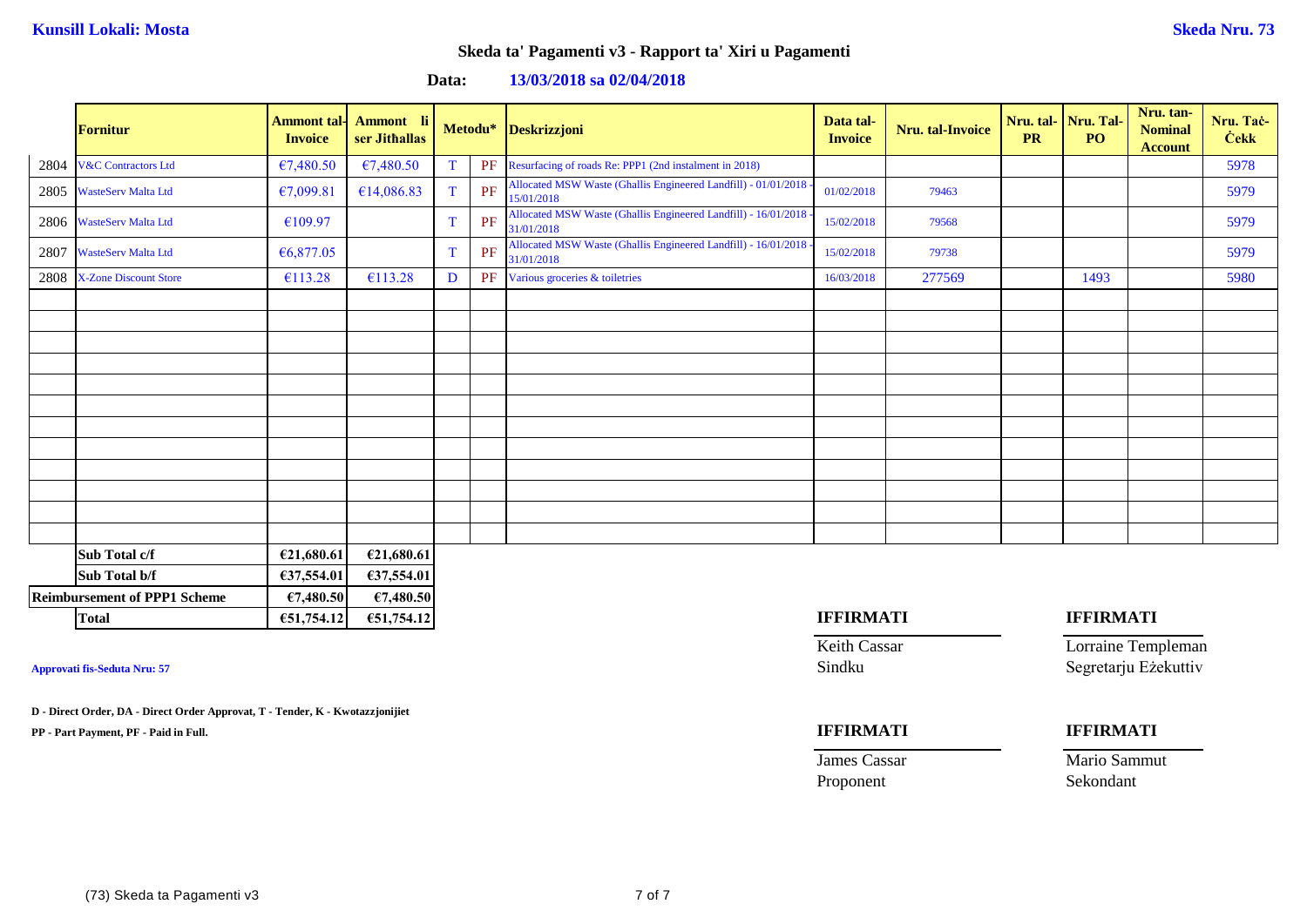**Kunsill Lokali: Mosta** **Skeda Nru. 73**

## Skeda ta' Pagamenti v3 - Rapport ta' Xiri u Pagamenti

**Data: 13/03/2018 sa 02/04/2018**

| | Fornitur | Ammont tal-Invoice | Ammont li ser Jithallas | Metodu* | | Deskrizzjoni | Data tal-Invoice | Nru. tal-Invoice | Nru. tal-PR | Nru. Tal-PO | Nru. tan-Nominal Account | Nru. Taċ-Ċekk |
|---|---|---|---|---|---|---|---|---|---|---|---|---|
| 2804 | V&C Contractors Ltd | €7,480.50 | €7,480.50 | T | PF | Resurfacing of roads Re: PPP1 (2nd instalment in 2018) | | | | | | 5978 |
| 2805 | WasteServ Malta Ltd | €7,099.81 | €14,086.83 | T | PF | Allocated MSW Waste (Ghallis Engineered Landfill) - 01/01/2018 - 15/01/2018 | 01/02/2018 | 79463 | | | | 5979 |
| 2806 | WasteServ Malta Ltd | €109.97 | | T | PF | Allocated MSW Waste (Ghallis Engineered Landfill) - 16/01/2018 - 31/01/2018 | 15/02/2018 | 79568 | | | | 5979 |
| 2807 | WasteServ Malta Ltd | €6,877.05 | | T | PF | Allocated MSW Waste (Ghallis Engineered Landfill) - 16/01/2018 - 31/01/2018 | 15/02/2018 | 79738 | | | | 5979 |
| 2808 | X-Zone Discount Store | €113.28 | €113.28 | D | PF | Various groceries & toiletries | 16/03/2018 | 277569 | | 1493 | | 5980 |

| | | |
|---|---|---|
| **Sub Total c/f** | **€21,680.61** | **€21,680.61** |
| **Sub Total b/f** | **€37,554.01** | **€37,554.01** |
| **Reimbursement of PPP1 Scheme** | **€7,480.50** | **€7,480.50** |
| **Total** | **€51,754.12** | **€51,754.12** |

**Approvati fis-Seduta Nru: 57**

**D - Direct Order, DA - Direct Order Approvat, T - Tender, K - Kwotazzjonijiet**

**PP - Part Payment, PF - Paid in Full.**

**IFFIRMATI**

Keith Cassar
Sindku

**IFFIRMATI**

Lorraine Templeman
Segretarju Eżekuttiv

**IFFIRMATI**

James Cassar
Proponent

**IFFIRMATI**

Mario Sammut
Sekondant